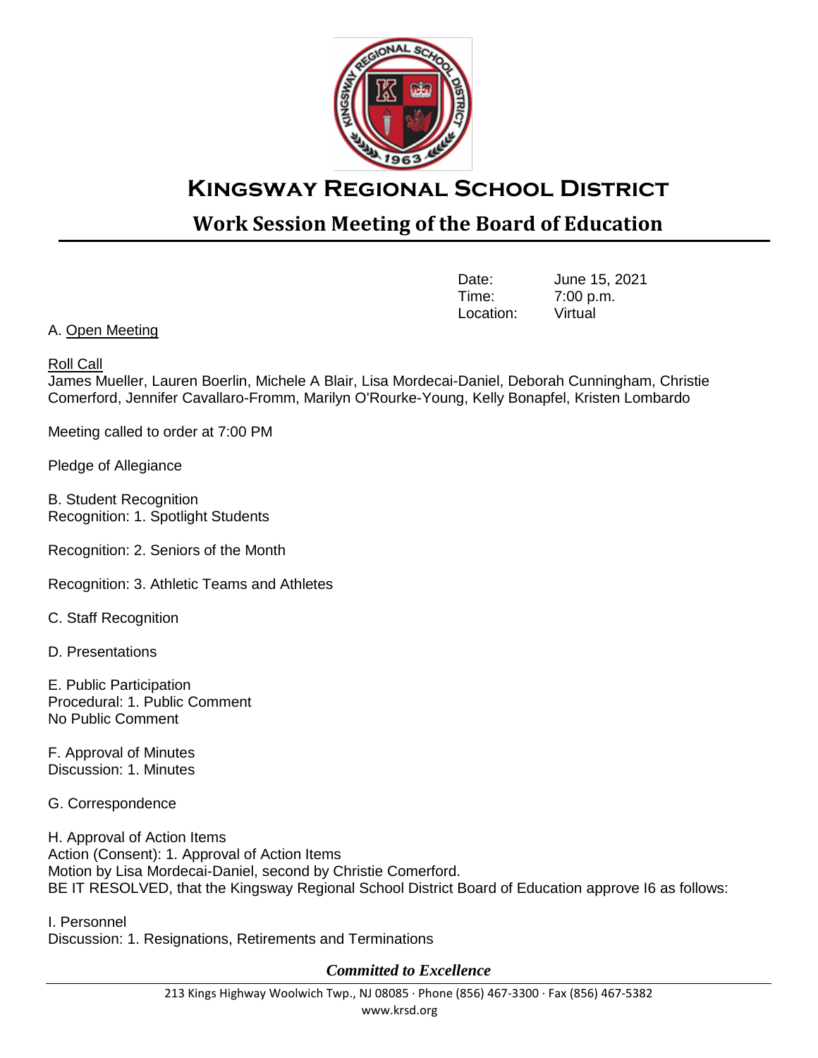# Kingsway Regional School District

## Work Session Meeting of the Board of Education

| | |
|---|---|
| Date: | June 15, 2021 |
| Time: | 7:00 p.m. |
| Location: | Virtual |

A. Open Meeting

Roll Call
James Mueller, Lauren Boerlin, Michele A Blair, Lisa Mordecai-Daniel, Deborah Cunningham, Christie Comerford, Jennifer Cavallaro-Fromm, Marilyn O'Rourke-Young, Kelly Bonapfel, Kristen Lombardo

Meeting called to order at 7:00 PM

Pledge of Allegiance

B. Student Recognition
Recognition: 1. Spotlight Students

Recognition: 2. Seniors of the Month

Recognition: 3. Athletic Teams and Athletes

C. Staff Recognition

D. Presentations

E. Public Participation
Procedural: 1. Public Comment
No Public Comment

F. Approval of Minutes
Discussion: 1. Minutes

G. Correspondence

H. Approval of Action Items
Action (Consent): 1. Approval of Action Items
Motion by Lisa Mordecai-Daniel, second by Christie Comerford.
BE IT RESOLVED, that the Kingsway Regional School District Board of Education approve I6 as follows:

I. Personnel
Discussion: 1. Resignations, Retirements and Terminations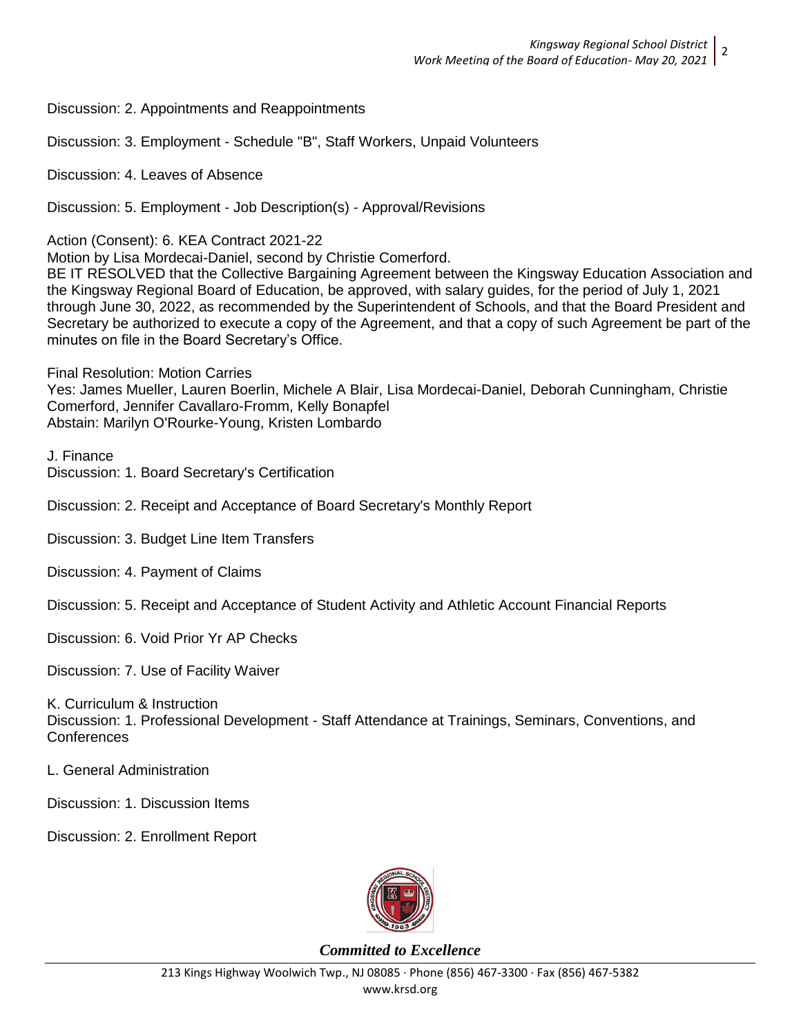Discussion: 2. Appointments and Reappointments

Discussion: 3. Employment - Schedule "B", Staff Workers, Unpaid Volunteers

Discussion: 4. Leaves of Absence

Discussion: 5. Employment - Job Description(s) - Approval/Revisions

Action (Consent): 6. KEA Contract 2021-22
Motion by Lisa Mordecai-Daniel, second by Christie Comerford.
BE IT RESOLVED that the Collective Bargaining Agreement between the Kingsway Education Association and the Kingsway Regional Board of Education, be approved, with salary guides, for the period of July 1, 2021 through June 30, 2022, as recommended by the Superintendent of Schools, and that the Board President and Secretary be authorized to execute a copy of the Agreement, and that a copy of such Agreement be part of the minutes on file in the Board Secretary's Office.

Final Resolution: Motion Carries
Yes: James Mueller, Lauren Boerlin, Michele A Blair, Lisa Mordecai-Daniel, Deborah Cunningham, Christie Comerford, Jennifer Cavallaro-Fromm, Kelly Bonapfel
Abstain: Marilyn O'Rourke-Young, Kristen Lombardo

J. Finance
Discussion: 1. Board Secretary's Certification

Discussion: 2. Receipt and Acceptance of Board Secretary's Monthly Report

Discussion: 3. Budget Line Item Transfers

Discussion: 4. Payment of Claims

Discussion: 5. Receipt and Acceptance of Student Activity and Athletic Account Financial Reports

Discussion: 6. Void Prior Yr AP Checks

Discussion: 7. Use of Facility Waiver

K. Curriculum & Instruction
Discussion: 1. Professional Development - Staff Attendance at Trainings, Seminars, Conventions, and Conferences

L. General Administration

Discussion: 1. Discussion Items

Discussion: 2. Enrollment Report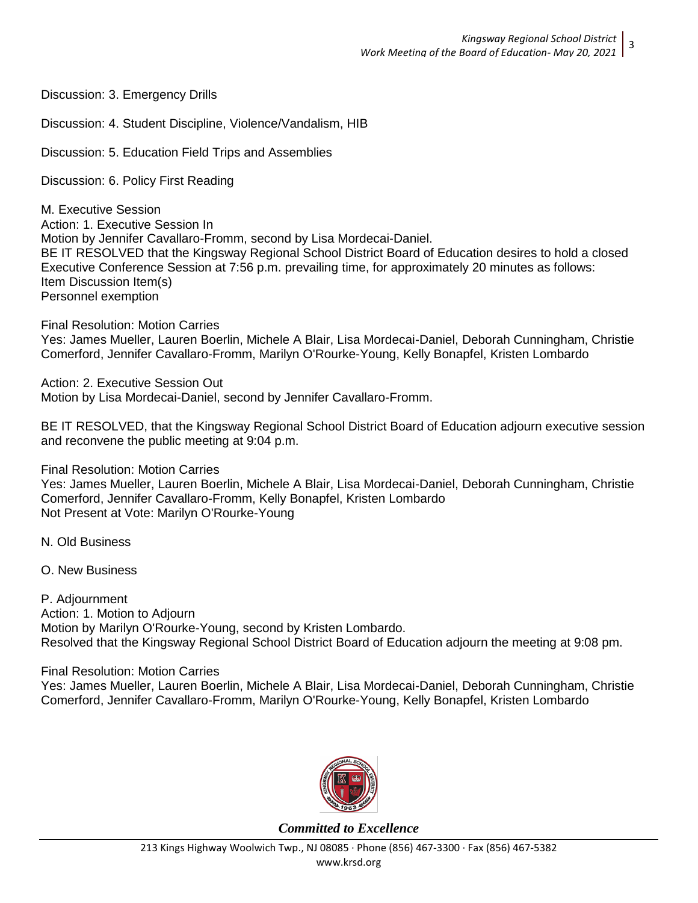Discussion: 3. Emergency Drills

Discussion: 4. Student Discipline, Violence/Vandalism, HIB

Discussion: 5. Education Field Trips and Assemblies

Discussion: 6. Policy First Reading

M. Executive Session
Action: 1. Executive Session In
Motion by Jennifer Cavallaro-Fromm, second by Lisa Mordecai-Daniel.
BE IT RESOLVED that the Kingsway Regional School District Board of Education desires to hold a closed Executive Conference Session at 7:56 p.m. prevailing time, for approximately 20 minutes as follows:
Item Discussion Item(s)
Personnel exemption

Final Resolution: Motion Carries
Yes: James Mueller, Lauren Boerlin, Michele A Blair, Lisa Mordecai-Daniel, Deborah Cunningham, Christie Comerford, Jennifer Cavallaro-Fromm, Marilyn O'Rourke-Young, Kelly Bonapfel, Kristen Lombardo

Action: 2. Executive Session Out
Motion by Lisa Mordecai-Daniel, second by Jennifer Cavallaro-Fromm.

BE IT RESOLVED, that the Kingsway Regional School District Board of Education adjourn executive session and reconvene the public meeting at 9:04 p.m.

Final Resolution: Motion Carries
Yes: James Mueller, Lauren Boerlin, Michele A Blair, Lisa Mordecai-Daniel, Deborah Cunningham, Christie Comerford, Jennifer Cavallaro-Fromm, Kelly Bonapfel, Kristen Lombardo
Not Present at Vote: Marilyn O'Rourke-Young

N. Old Business

O. New Business

P. Adjournment
Action: 1. Motion to Adjourn
Motion by Marilyn O'Rourke-Young, second by Kristen Lombardo.
Resolved that the Kingsway Regional School District Board of Education adjourn the meeting at 9:08 pm.

Final Resolution: Motion Carries
Yes: James Mueller, Lauren Boerlin, Michele A Blair, Lisa Mordecai-Daniel, Deborah Cunningham, Christie Comerford, Jennifer Cavallaro-Fromm, Marilyn O'Rourke-Young, Kelly Bonapfel, Kristen Lombardo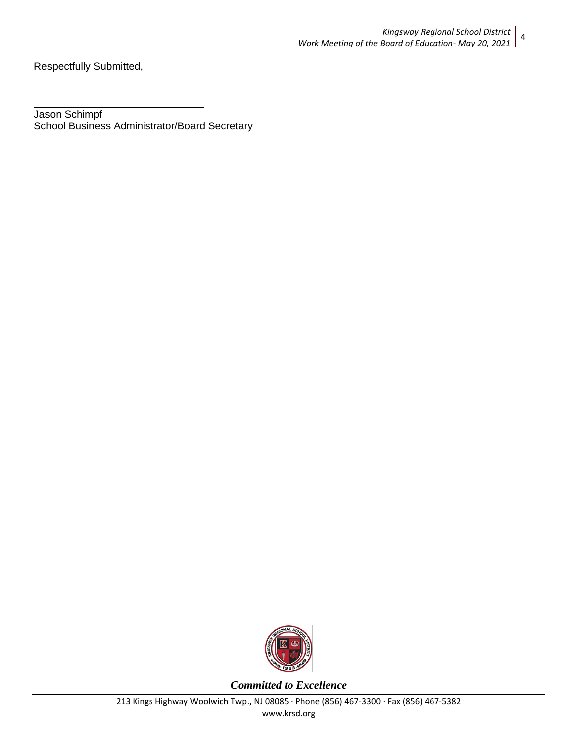Respectfully Submitted,

\_\_\_\_\_\_\_\_\_\_\_\_\_\_\_\_\_\_\_\_\_\_\_\_\_\_\_\_\_\_\_\_

Jason Schimpf
School Business Administrator/Board Secretary